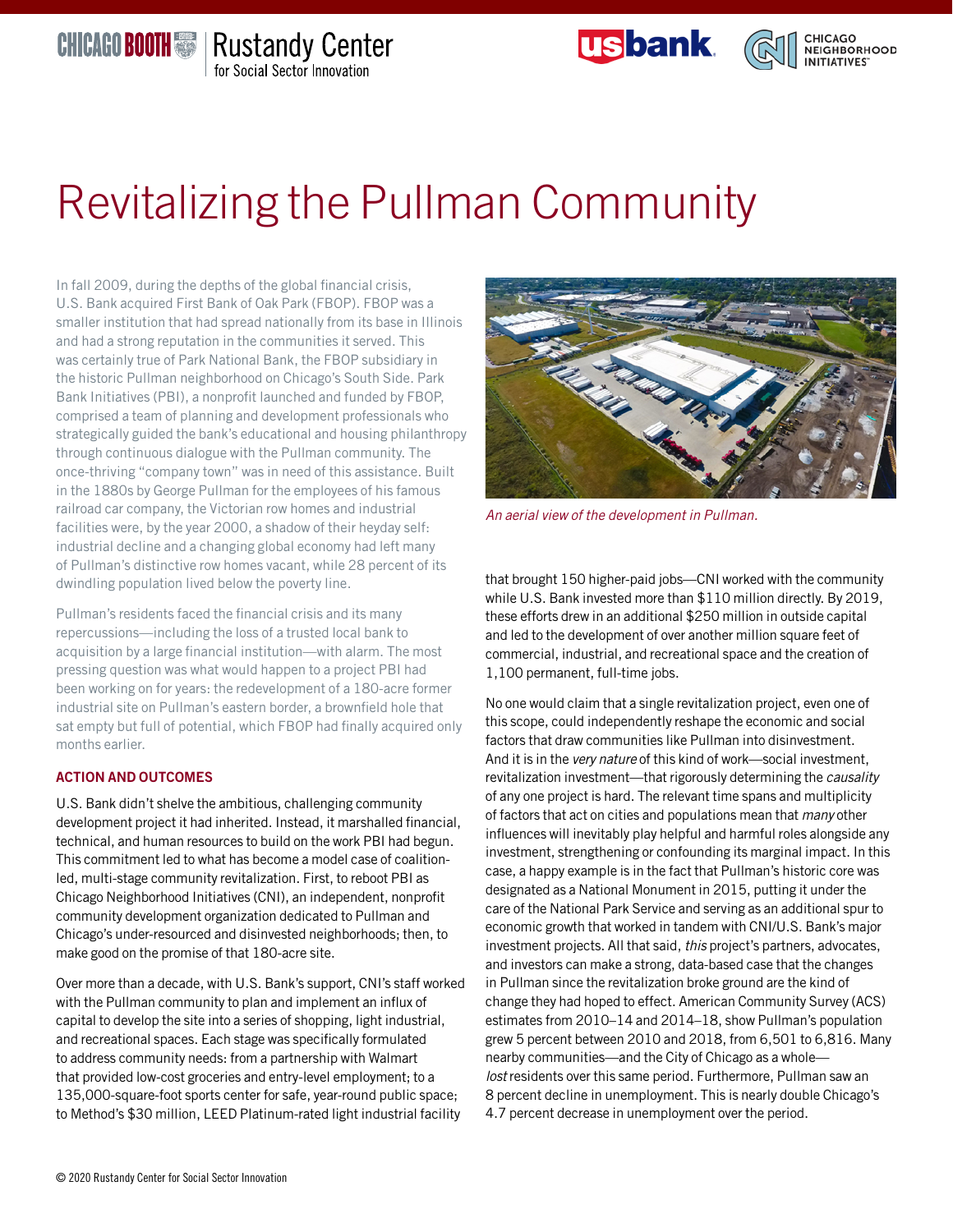# Revitalizing the Pullman Community

In fall 2009, during the depths of the global financial crisis, U.S. Bank acquired First Bank of Oak Park (FBOP). FBOP was a smaller institution that had spread nationally from its base in Illinois and had a strong reputation in the communities it served. This was certainly true of Park National Bank, the FBOP subsidiary in the historic Pullman neighborhood on Chicago's South Side. Park Bank Initiatives (PBI), a nonprofit launched and funded by FBOP, comprised a team of planning and development professionals who strategically guided the bank's educational and housing philanthropy through continuous dialogue with the Pullman community. The once-thriving "company town" was in need of this assistance. Built in the 1880s by George Pullman for the employees of his famous railroad car company, the Victorian row homes and industrial facilities were, by the year 2000, a shadow of their heyday self: industrial decline and a changing global economy had left many of Pullman's distinctive row homes vacant, while 28 percent of its dwindling population lived below the poverty line.

Pullman's residents faced the financial crisis and its many repercussions—including the loss of a trusted local bank to acquisition by a large financial institution—with alarm. The most pressing question was what would happen to a project PBI had been working on for years: the redevelopment of a 180-acre former industrial site on Pullman's eastern border, a brownfield hole that sat empty but full of potential, which FBOP had finally acquired only months earlier.

## ACTION AND OUTCOMES

U.S. Bank didn't shelve the ambitious, challenging community development project it had inherited. Instead, it marshalled financial, technical, and human resources to build on the work PBI had begun. This commitment led to what has become a model case of coalition-led, multi-stage community revitalization. First, to reboot PBI as Chicago Neighborhood Initiatives (CNI), an independent, nonprofit community development organization dedicated to Pullman and Chicago's under-resourced and disinvested neighborhoods; then, to make good on the promise of that 180-acre site.

Over more than a decade, with U.S. Bank's support, CNI's staff worked with the Pullman community to plan and implement an influx of capital to develop the site into a series of shopping, light industrial, and recreational spaces. Each stage was specifically formulated to address community needs: from a partnership with Walmart that provided low-cost groceries and entry-level employment; to a 135,000-square-foot sports center for safe, year-round public space; to Method's $30 million, LEED Platinum-rated light industrial facility

*An aerial view of the development in Pullman.*

that brought 150 higher-paid jobs—CNI worked with the community while U.S. Bank invested more than $110 million directly. By 2019, these efforts drew in an additional $250 million in outside capital and led to the development of over another million square feet of commercial, industrial, and recreational space and the creation of 1,100 permanent, full-time jobs.

No one would claim that a single revitalization project, even one of this scope, could independently reshape the economic and social factors that draw communities like Pullman into disinvestment. And it is in the *very nature* of this kind of work—social investment, revitalization investment—that rigorously determining the *causality* of any one project is hard. The relevant time spans and multiplicity of factors that act on cities and populations mean that *many* other influences will inevitably play helpful and harmful roles alongside any investment, strengthening or confounding its marginal impact. In this case, a happy example is in the fact that Pullman's historic core was designated as a National Monument in 2015, putting it under the care of the National Park Service and serving as an additional spur to economic growth that worked in tandem with CNI/U.S. Bank's major investment projects. All that said, *this* project's partners, advocates, and investors can make a strong, data-based case that the changes in Pullman since the revitalization broke ground are the kind of change they had hoped to effect. American Community Survey (ACS) estimates from 2010–14 and 2014–18, show Pullman's population grew 5 percent between 2010 and 2018, from 6,501 to 6,816. Many nearby communities—and the City of Chicago as a whole—*lost* residents over this same period. Furthermore, Pullman saw an 8 percent decline in unemployment. This is nearly double Chicago's 4.7 percent decrease in unemployment over the period.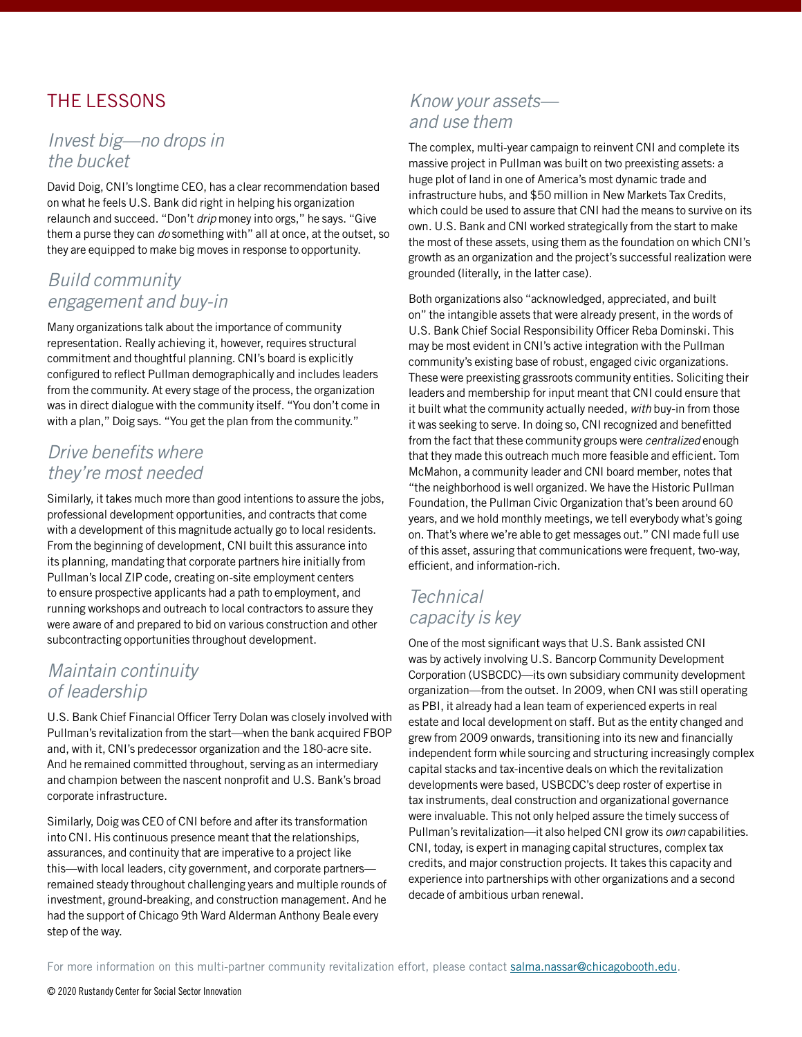## THE LESSONS

### *Invest big—no drops in the bucket*

David Doig, CNI's longtime CEO, has a clear recommendation based on what he feels U.S. Bank did right in helping his organization relaunch and succeed. "Don't *drip* money into orgs," he says. "Give them a purse they can *do* something with" all at once, at the outset, so they are equipped to make big moves in response to opportunity.

### *Build community engagement and buy-in*

Many organizations talk about the importance of community representation. Really achieving it, however, requires structural commitment and thoughtful planning. CNI's board is explicitly configured to reflect Pullman demographically and includes leaders from the community. At every stage of the process, the organization was in direct dialogue with the community itself. "You don't come in with a plan," Doig says. "You get the plan from the community."

### *Drive benefits where they're most needed*

Similarly, it takes much more than good intentions to assure the jobs, professional development opportunities, and contracts that come with a development of this magnitude actually go to local residents. From the beginning of development, CNI built this assurance into its planning, mandating that corporate partners hire initially from Pullman's local ZIP code, creating on-site employment centers to ensure prospective applicants had a path to employment, and running workshops and outreach to local contractors to assure they were aware of and prepared to bid on various construction and other subcontracting opportunities throughout development.

### *Maintain continuity of leadership*

U.S. Bank Chief Financial Officer Terry Dolan was closely involved with Pullman's revitalization from the start—when the bank acquired FBOP and, with it, CNI's predecessor organization and the 180-acre site. And he remained committed throughout, serving as an intermediary and champion between the nascent nonprofit and U.S. Bank's broad corporate infrastructure.

Similarly, Doig was CEO of CNI before and after its transformation into CNI. His continuous presence meant that the relationships, assurances, and continuity that are imperative to a project like this—with local leaders, city government, and corporate partners—remained steady throughout challenging years and multiple rounds of investment, ground-breaking, and construction management. And he had the support of Chicago 9th Ward Alderman Anthony Beale every step of the way.

### *Know your assets—and use them*

The complex, multi-year campaign to reinvent CNI and complete its massive project in Pullman was built on two preexisting assets: a huge plot of land in one of America's most dynamic trade and infrastructure hubs, and $50 million in New Markets Tax Credits, which could be used to assure that CNI had the means to survive on its own. U.S. Bank and CNI worked strategically from the start to make the most of these assets, using them as the foundation on which CNI's growth as an organization and the project's successful realization were grounded (literally, in the latter case).

Both organizations also "acknowledged, appreciated, and built on" the intangible assets that were already present, in the words of U.S. Bank Chief Social Responsibility Officer Reba Dominski. This may be most evident in CNI's active integration with the Pullman community's existing base of robust, engaged civic organizations. These were preexisting grassroots community entities. Soliciting their leaders and membership for input meant that CNI could ensure that it built what the community actually needed, *with* buy-in from those it was seeking to serve. In doing so, CNI recognized and benefitted from the fact that these community groups were *centralized* enough that they made this outreach much more feasible and efficient. Tom McMahon, a community leader and CNI board member, notes that "the neighborhood is well organized. We have the Historic Pullman Foundation, the Pullman Civic Organization that's been around 60 years, and we hold monthly meetings, we tell everybody what's going on. That's where we're able to get messages out." CNI made full use of this asset, assuring that communications were frequent, two-way, efficient, and information-rich.

### *Technical capacity is key*

One of the most significant ways that U.S. Bank assisted CNI was by actively involving U.S. Bancorp Community Development Corporation (USBCDC)—its own subsidiary community development organization—from the outset. In 2009, when CNI was still operating as PBI, it already had a lean team of experienced experts in real estate and local development on staff. But as the entity changed and grew from 2009 onwards, transitioning into its new and financially independent form while sourcing and structuring increasingly complex capital stacks and tax-incentive deals on which the revitalization developments were based, USBCDC's deep roster of expertise in tax instruments, deal construction and organizational governance were invaluable. This not only helped assure the timely success of Pullman's revitalization—it also helped CNI grow its *own* capabilities. CNI, today, is expert in managing capital structures, complex tax credits, and major construction projects. It takes this capacity and experience into partnerships with other organizations and a second decade of ambitious urban renewal.

For more information on this multi-partner community revitalization effort, please contact salma.nassar@chicagobooth.edu.

© 2020 Rustandy Center for Social Sector Innovation